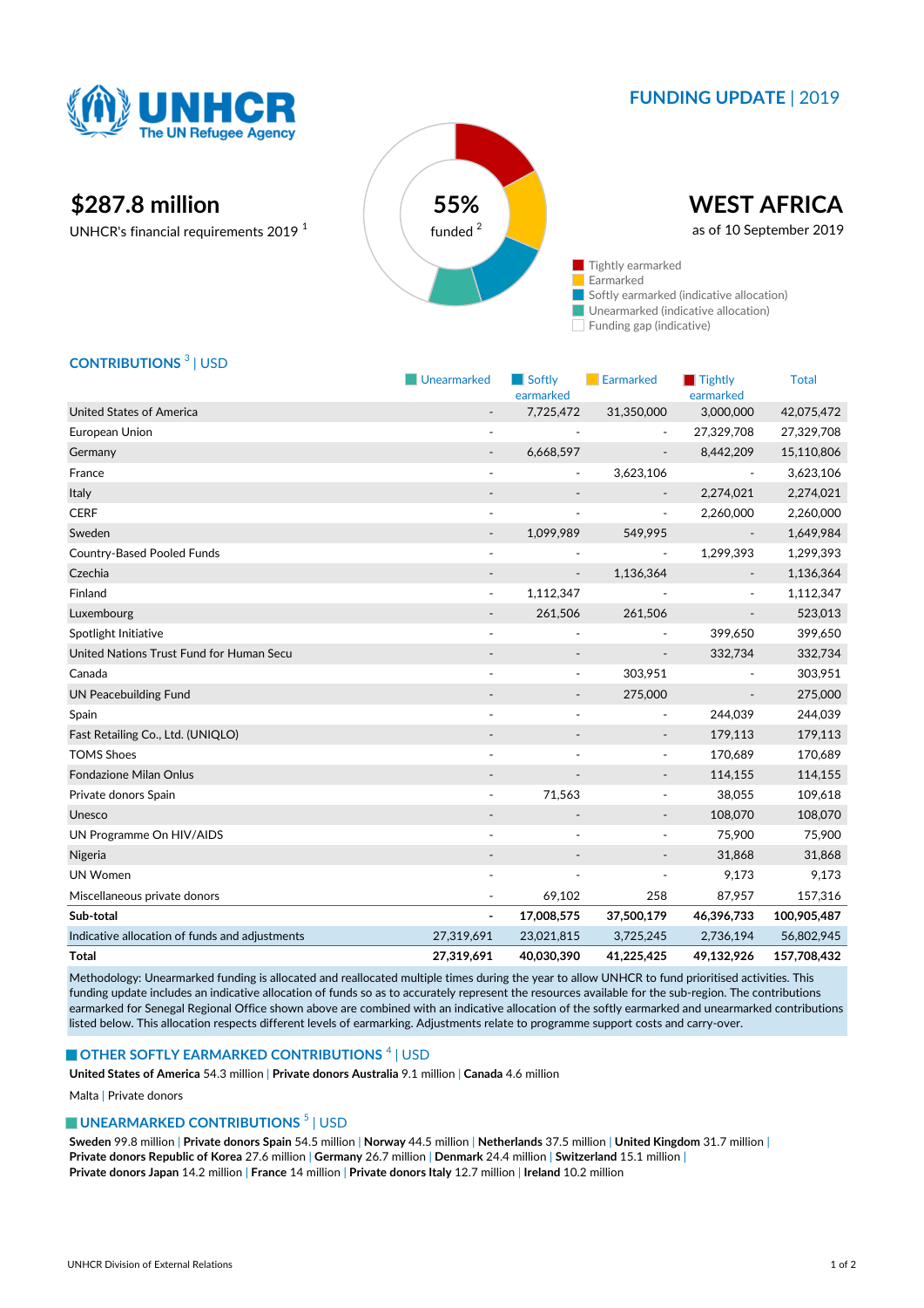UNHCR
The UN Refugee Agency

# FUNDING UPDATE | 2019

## $287.8 million

UNHCR's financial requirements 2019 [1]

**55%**
funded [2]

## WEST AFRICA

as of 10 September 2019

- Tightly earmarked
- Earmarked
- Softly earmarked (indicative allocation)
- Unearmarked (indicative allocation)
- Funding gap (indicative)

## CONTRIBUTIONS [3] | USD

| | Unearmarked | Softly earmarked | Earmarked | Tightly earmarked | Total |
|---|---|---|---|---|---|
| United States of America | - | 7,725,472 | 31,350,000 | 3,000,000 | 42,075,472 |
| European Union | - | - | - | 27,329,708 | 27,329,708 |
| Germany | - | 6,668,597 | - | 8,442,209 | 15,110,806 |
| France | - | - | 3,623,106 | - | 3,623,106 |
| Italy | - | - | - | 2,274,021 | 2,274,021 |
| CERF | - | - | - | 2,260,000 | 2,260,000 |
| Sweden | - | 1,099,989 | 549,995 | - | 1,649,984 |
| Country-Based Pooled Funds | - | - | - | 1,299,393 | 1,299,393 |
| Czechia | - | - | 1,136,364 | - | 1,136,364 |
| Finland | - | 1,112,347 | - | - | 1,112,347 |
| Luxembourg | - | 261,506 | 261,506 | - | 523,013 |
| Spotlight Initiative | - | - | - | 399,650 | 399,650 |
| United Nations Trust Fund for Human Secu | - | - | - | 332,734 | 332,734 |
| Canada | - | - | 303,951 | - | 303,951 |
| UN Peacebuilding Fund | - | - | 275,000 | - | 275,000 |
| Spain | - | - | - | 244,039 | 244,039 |
| Fast Retailing Co., Ltd. (UNIQLO) | - | - | - | 179,113 | 179,113 |
| TOMS Shoes | - | - | - | 170,689 | 170,689 |
| Fondazione Milan Onlus | - | - | - | 114,155 | 114,155 |
| Private donors Spain | - | 71,563 | - | 38,055 | 109,618 |
| Unesco | - | - | - | 108,070 | 108,070 |
| UN Programme On HIV/AIDS | - | - | - | 75,900 | 75,900 |
| Nigeria | - | - | - | 31,868 | 31,868 |
| UN Women | - | - | - | 9,173 | 9,173 |
| Miscellaneous private donors | - | 69,102 | 258 | 87,957 | 157,316 |
| **Sub-total** | **-** | **17,008,575** | **37,500,179** | **46,396,733** | **100,905,487** |
| Indicative allocation of funds and adjustments | 27,319,691 | 23,021,815 | 3,725,245 | 2,736,194 | 56,802,945 |
| **Total** | **27,319,691** | **40,030,390** | **41,225,425** | **49,132,926** | **157,708,432** |

Methodology: Unearmarked funding is allocated and reallocated multiple times during the year to allow UNHCR to fund prioritised activities. This funding update includes an indicative allocation of funds so as to accurately represent the resources available for the sub-region. The contributions earmarked for Senegal Regional Office shown above are combined with an indicative allocation of the softly earmarked and unearmarked contributions listed below. This allocation respects different levels of earmarking. Adjustments relate to programme support costs and carry-over.

## OTHER SOFTLY EARMARKED CONTRIBUTIONS [4] | USD

**United States of America** 54.3 million | **Private donors Australia** 9.1 million | **Canada** 4.6 million

Malta | Private donors

## UNEARMARKED CONTRIBUTIONS [5] | USD

**Sweden** 99.8 million | **Private donors Spain** 54.5 million | **Norway** 44.5 million | **Netherlands** 37.5 million | **United Kingdom** 31.7 million | **Private donors Republic of Korea** 27.6 million | **Germany** 26.7 million | **Denmark** 24.4 million | **Switzerland** 15.1 million | **Private donors Japan** 14.2 million | **France** 14 million | **Private donors Italy** 12.7 million | **Ireland** 10.2 million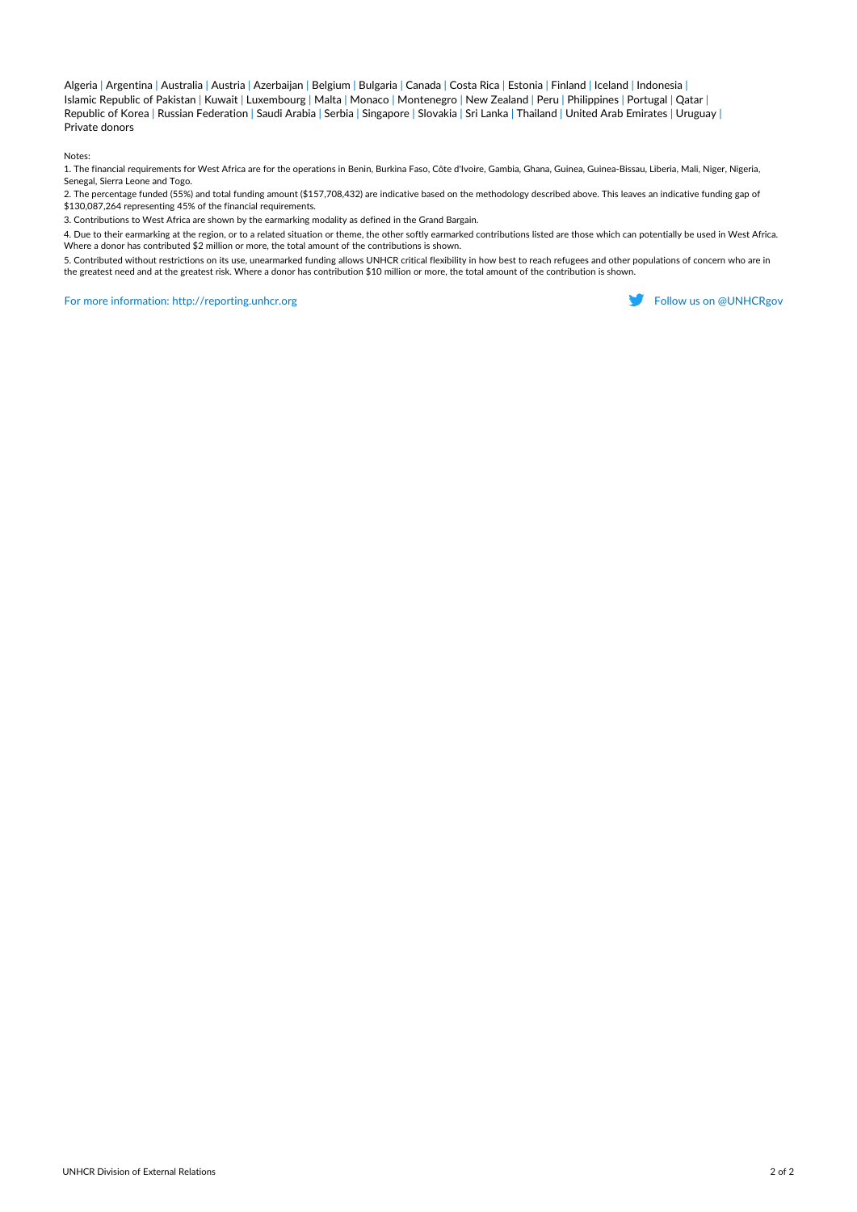Algeria | Argentina | Australia | Austria | Azerbaijan | Belgium | Bulgaria | Canada | Costa Rica | Estonia | Finland | Iceland | Indonesia | Islamic Republic of Pakistan | Kuwait | Luxembourg | Malta | Monaco | Montenegro | New Zealand | Peru | Philippines | Portugal | Qatar | Republic of Korea | Russian Federation | Saudi Arabia | Serbia | Singapore | Slovakia | Sri Lanka | Thailand | United Arab Emirates | Uruguay | Private donors

Notes:

1. The financial requirements for West Africa are for the operations in Benin, Burkina Faso, Côte d'Ivoire, Gambia, Ghana, Guinea, Guinea-Bissau, Liberia, Mali, Niger, Nigeria, Senegal, Sierra Leone and Togo.
2. The percentage funded (55%) and total funding amount ($157,708,432) are indicative based on the methodology described above. This leaves an indicative funding gap of $130,087,264 representing 45% of the financial requirements.
3. Contributions to West Africa are shown by the earmarking modality as defined in the Grand Bargain.
4. Due to their earmarking at the region, or to a related situation or theme, the other softly earmarked contributions listed are those which can potentially be used in West Africa. Where a donor has contributed $2 million or more, the total amount of the contributions is shown.
5. Contributed without restrictions on its use, unearmarked funding allows UNHCR critical flexibility in how best to reach refugees and other populations of concern who are in the greatest need and at the greatest risk. Where a donor has contribution $10 million or more, the total amount of the contribution is shown.

For more information: http://reporting.unhcr.org

Follow us on @UNHCRgov